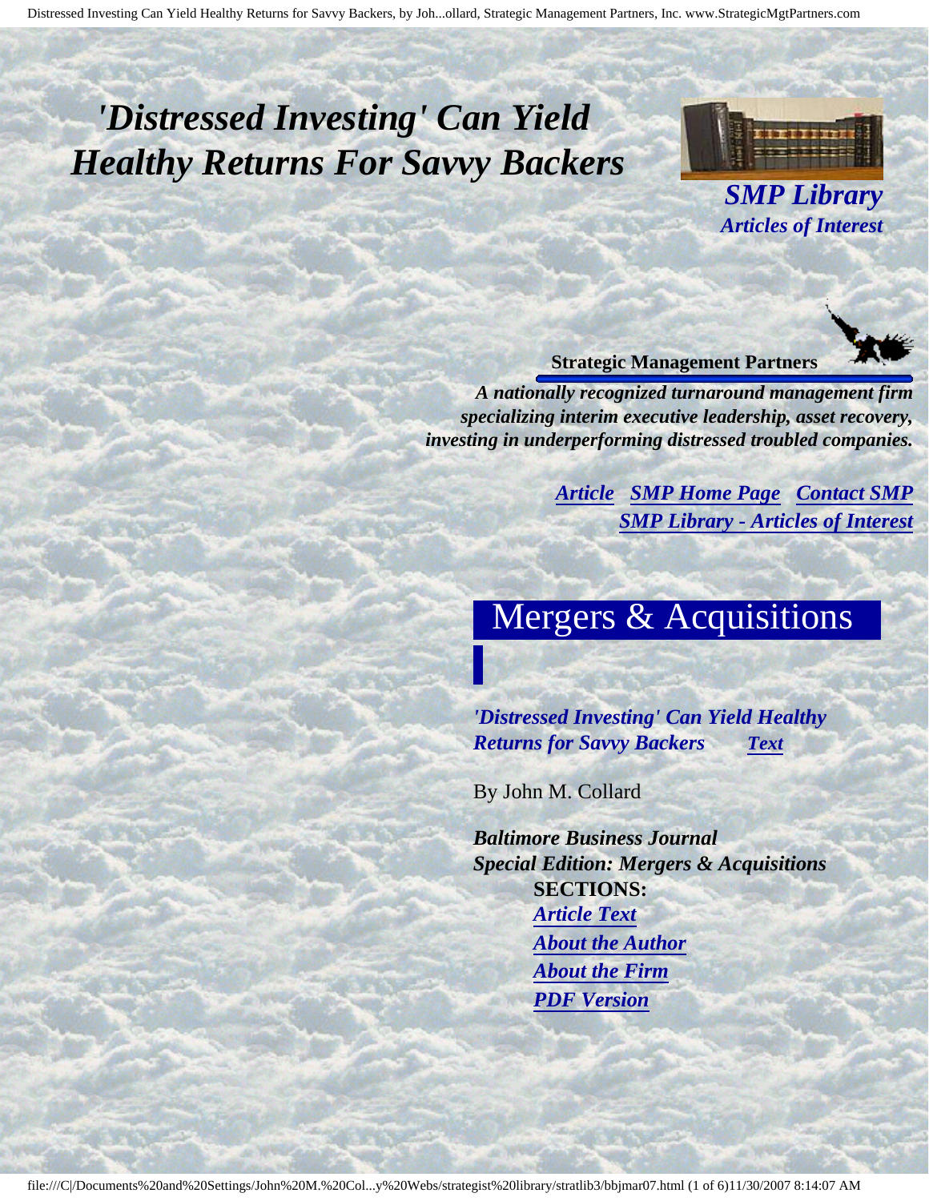# *'Distressed Investing' Can Yield Healthy Returns For Savvy Backers*

***SMP Library***
***Articles of Interest***

**Strategic Management Partners**

***A nationally recognized turnaround management firm specializing interim executive leadership, asset recovery, investing in underperforming distressed troubled companies.***

***Article*** ***SMP Home Page*** ***Contact SMP***
***SMP Library - Articles of Interest***

## Mergers & Acquisitions

***'Distressed Investing' Can Yield Healthy Returns for Savvy Backers*** ***Text***

By John M. Collard

***Baltimore Business Journal***
***Special Edition: Mergers & Acquisitions***

**SECTIONS:**

- ***Article Text***
- ***About the Author***
- ***About the Firm***
- ***PDF Version***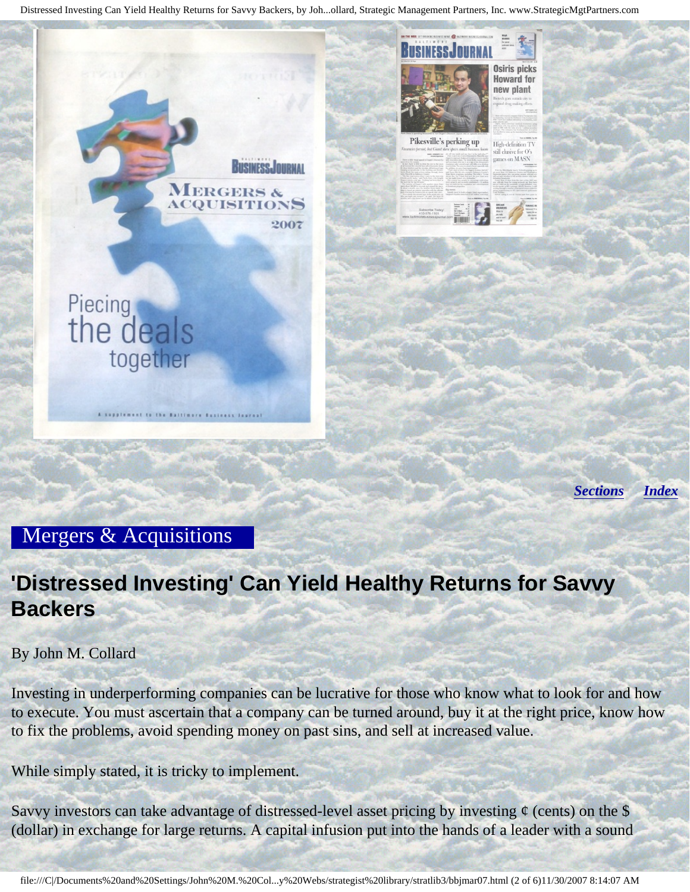*Sections* *Index*

Mergers & Acquisitions

## 'Distressed Investing' Can Yield Healthy Returns for Savvy Backers

By John M. Collard

Investing in underperforming companies can be lucrative for those who know what to look for and how to execute. You must ascertain that a company can be turned around, buy it at the right price, know how to fix the problems, avoid spending money on past sins, and sell at increased value.

While simply stated, it is tricky to implement.

Savvy investors can take advantage of distressed-level asset pricing by investing ¢ (cents) on the $ (dollar) in exchange for large returns. A capital infusion put into the hands of a leader with a sound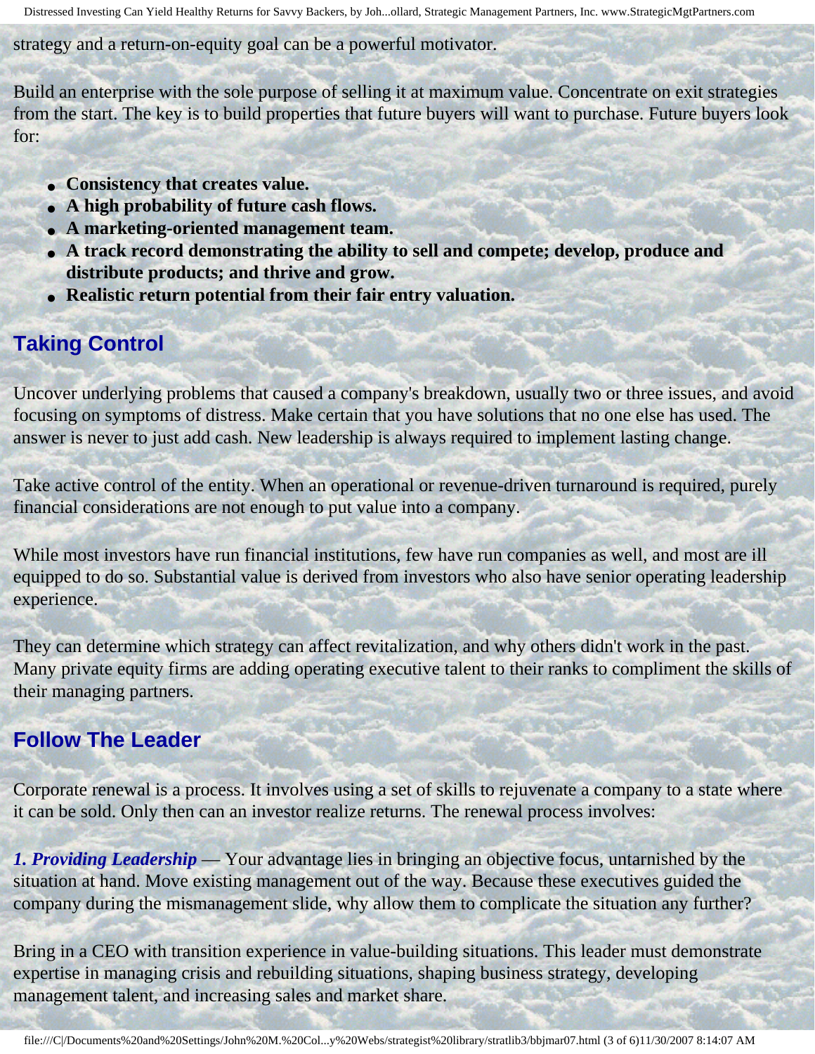strategy and a return-on-equity goal can be a powerful motivator.

Build an enterprise with the sole purpose of selling it at maximum value. Concentrate on exit strategies from the start. The key is to build properties that future buyers will want to purchase. Future buyers look for:

- **Consistency that creates value.**
- **A high probability of future cash flows.**
- **A marketing-oriented management team.**
- **A track record demonstrating the ability to sell and compete; develop, produce and distribute products; and thrive and grow.**
- **Realistic return potential from their fair entry valuation.**

## Taking Control

Uncover underlying problems that caused a company's breakdown, usually two or three issues, and avoid focusing on symptoms of distress. Make certain that you have solutions that no one else has used. The answer is never to just add cash. New leadership is always required to implement lasting change.

Take active control of the entity. When an operational or revenue-driven turnaround is required, purely financial considerations are not enough to put value into a company.

While most investors have run financial institutions, few have run companies as well, and most are ill equipped to do so. Substantial value is derived from investors who also have senior operating leadership experience.

They can determine which strategy can affect revitalization, and why others didn't work in the past. Many private equity firms are adding operating executive talent to their ranks to compliment the skills of their managing partners.

## Follow The Leader

Corporate renewal is a process. It involves using a set of skills to rejuvenate a company to a state where it can be sold. Only then can an investor realize returns. The renewal process involves:

***1. Providing Leadership*** — Your advantage lies in bringing an objective focus, untarnished by the situation at hand. Move existing management out of the way. Because these executives guided the company during the mismanagement slide, why allow them to complicate the situation any further?

Bring in a CEO with transition experience in value-building situations. This leader must demonstrate expertise in managing crisis and rebuilding situations, shaping business strategy, developing management talent, and increasing sales and market share.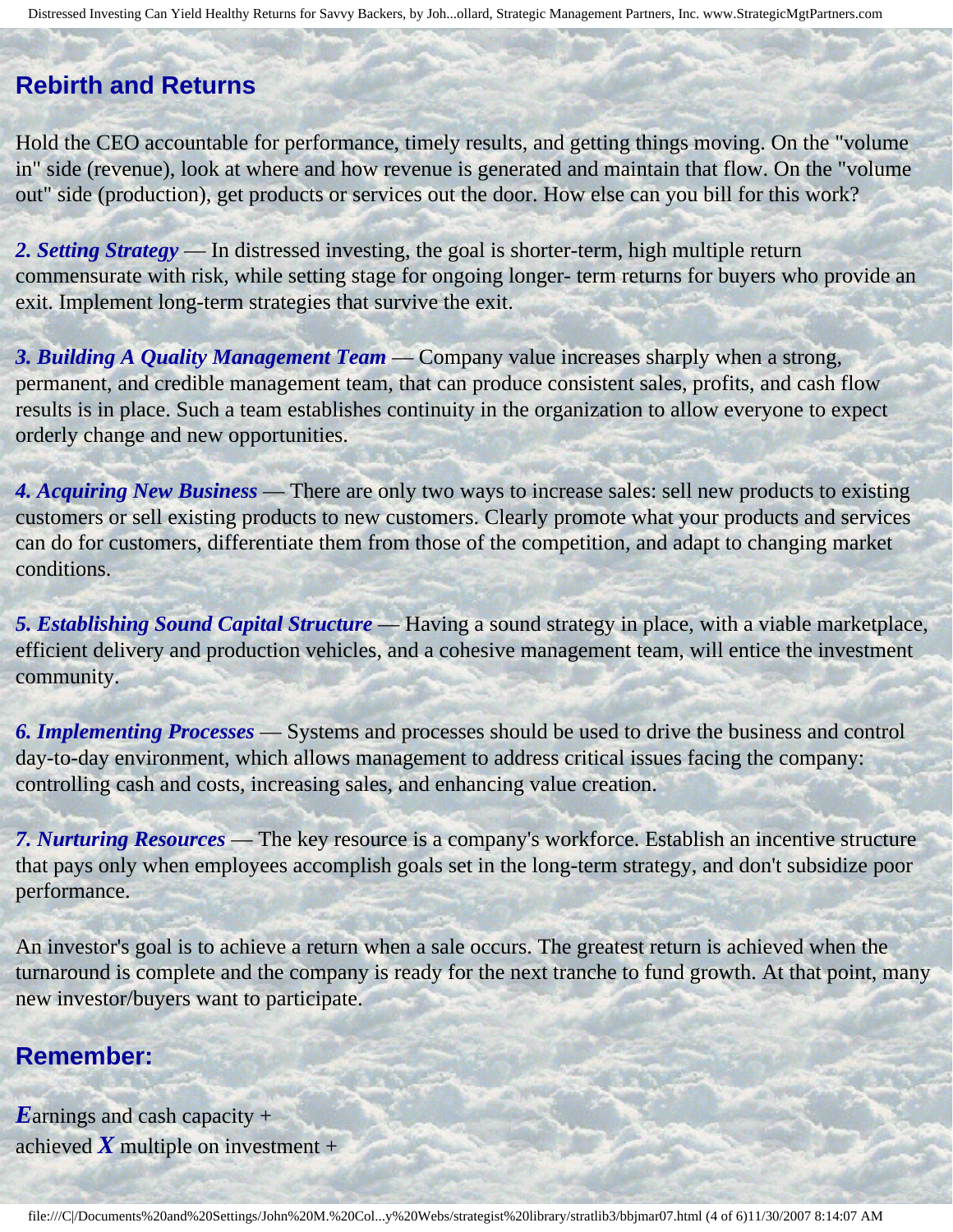## Rebirth and Returns

Hold the CEO accountable for performance, timely results, and getting things moving. On the "volume in" side (revenue), look at where and how revenue is generated and maintain that flow. On the "volume out" side (production), get products or services out the door. How else can you bill for this work?

***2. Setting Strategy*** — In distressed investing, the goal is shorter-term, high multiple return commensurate with risk, while setting stage for ongoing longer- term returns for buyers who provide an exit. Implement long-term strategies that survive the exit.

***3. Building A Quality Management Team*** — Company value increases sharply when a strong, permanent, and credible management team, that can produce consistent sales, profits, and cash flow results is in place. Such a team establishes continuity in the organization to allow everyone to expect orderly change and new opportunities.

***4. Acquiring New Business*** — There are only two ways to increase sales: sell new products to existing customers or sell existing products to new customers. Clearly promote what your products and services can do for customers, differentiate them from those of the competition, and adapt to changing market conditions.

***5. Establishing Sound Capital Structure*** — Having a sound strategy in place, with a viable marketplace, efficient delivery and production vehicles, and a cohesive management team, will entice the investment community.

***6. Implementing Processes*** — Systems and processes should be used to drive the business and control day-to-day environment, which allows management to address critical issues facing the company: controlling cash and costs, increasing sales, and enhancing value creation.

***7. Nurturing Resources*** — The key resource is a company's workforce. Establish an incentive structure that pays only when employees accomplish goals set in the long-term strategy, and don't subsidize poor performance.

An investor's goal is to achieve a return when a sale occurs. The greatest return is achieved when the turnaround is complete and the company is ready for the next tranche to fund growth. At that point, many new investor/buyers want to participate.

## Remember:

***E***arnings and cash capacity +
achieved ***X*** multiple on investment +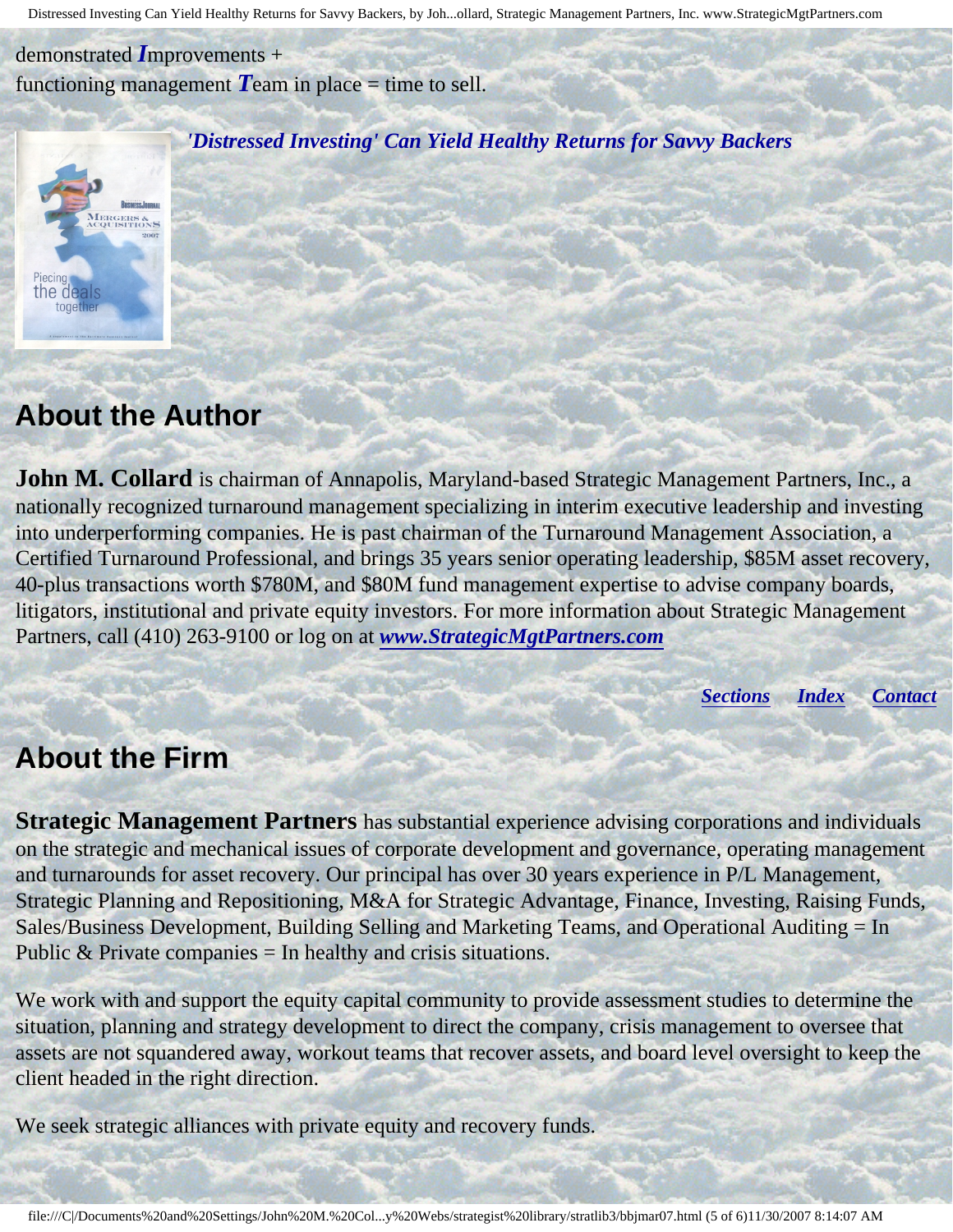demonstrated ***I***mprovements +
functioning management ***T***eam in place = time to sell.

***'Distressed Investing' Can Yield Healthy Returns for Savvy Backers***

## About the Author

**John M. Collard** is chairman of Annapolis, Maryland-based Strategic Management Partners, Inc., a nationally recognized turnaround management specializing in interim executive leadership and investing into underperforming companies. He is past chairman of the Turnaround Management Association, a Certified Turnaround Professional, and brings 35 years senior operating leadership, $85M asset recovery, 40-plus transactions worth $780M, and $80M fund management expertise to advise company boards, litigators, institutional and private equity investors. For more information about Strategic Management Partners, call (410) 263-9100 or log on at ***www.StrategicMgtPartners.com***

***Sections*** ***Index*** ***Contact***

## About the Firm

**Strategic Management Partners** has substantial experience advising corporations and individuals on the strategic and mechanical issues of corporate development and governance, operating management and turnarounds for asset recovery. Our principal has over 30 years experience in P/L Management, Strategic Planning and Repositioning, M&A for Strategic Advantage, Finance, Investing, Raising Funds, Sales/Business Development, Building Selling and Marketing Teams, and Operational Auditing = In Public & Private companies = In healthy and crisis situations.

We work with and support the equity capital community to provide assessment studies to determine the situation, planning and strategy development to direct the company, crisis management to oversee that assets are not squandered away, workout teams that recover assets, and board level oversight to keep the client headed in the right direction.

We seek strategic alliances with private equity and recovery funds.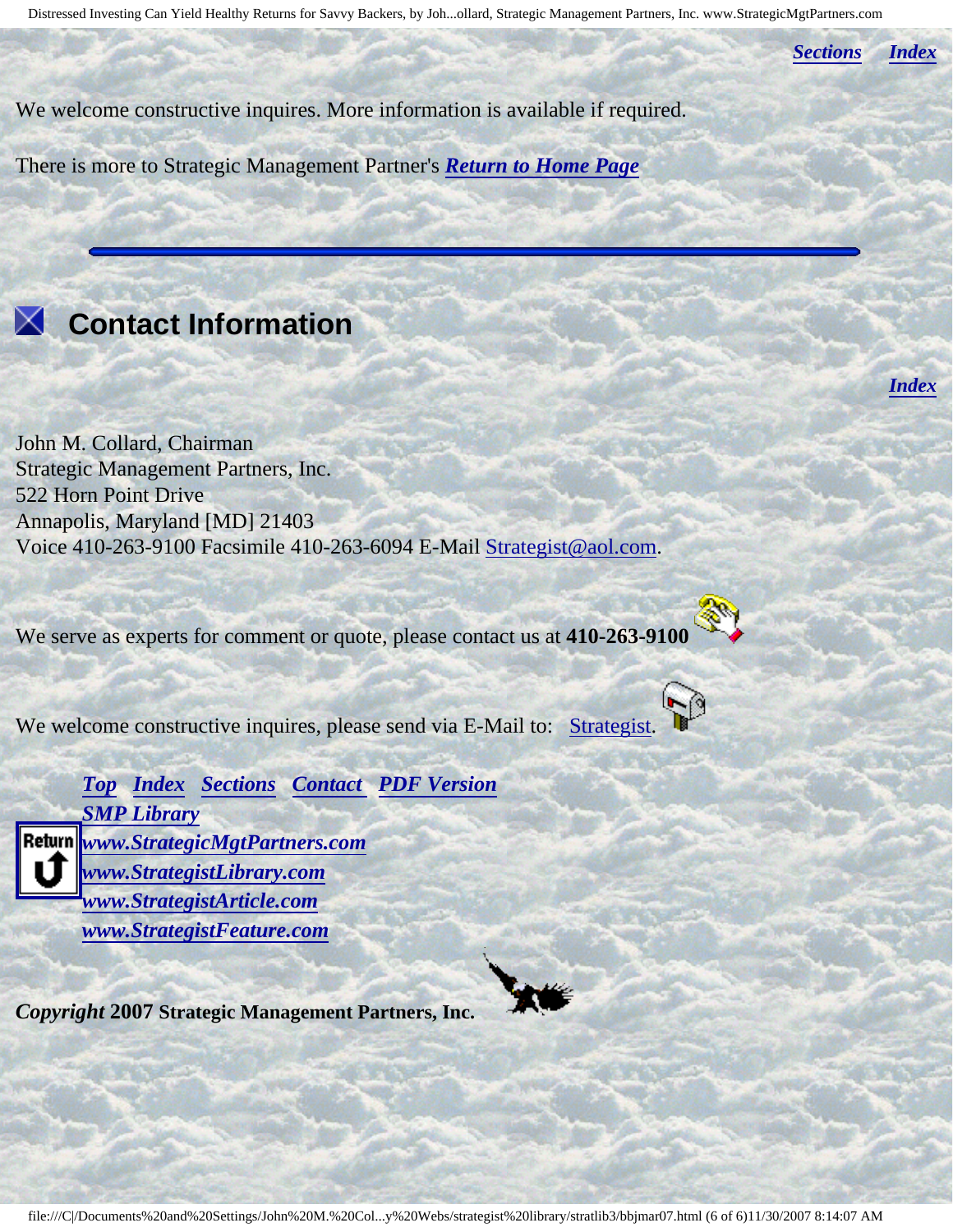*Sections* *Index*

We welcome constructive inquires. More information is available if required.

There is more to Strategic Management Partner's ***Return to Home Page***

## Contact Information

*Index*

John M. Collard, Chairman
Strategic Management Partners, Inc.
522 Horn Point Drive
Annapolis, Maryland [MD] 21403
Voice 410-263-9100 Facsimile 410-263-6094 E-Mail Strategist@aol.com.

We serve as experts for comment or quote, please contact us at **410-263-9100**

We welcome constructive inquires, please send via E-Mail to: Strategist.

***Top*** ***Index*** ***Sections*** ***Contact*** ***PDF Version***
***SMP Library***
***www.StrategicMgtPartners.com***
***www.StrategistLibrary.com***
***www.StrategistArticle.com***
***www.StrategistFeature.com***

***Copyright* 2007 Strategic Management Partners, Inc.**